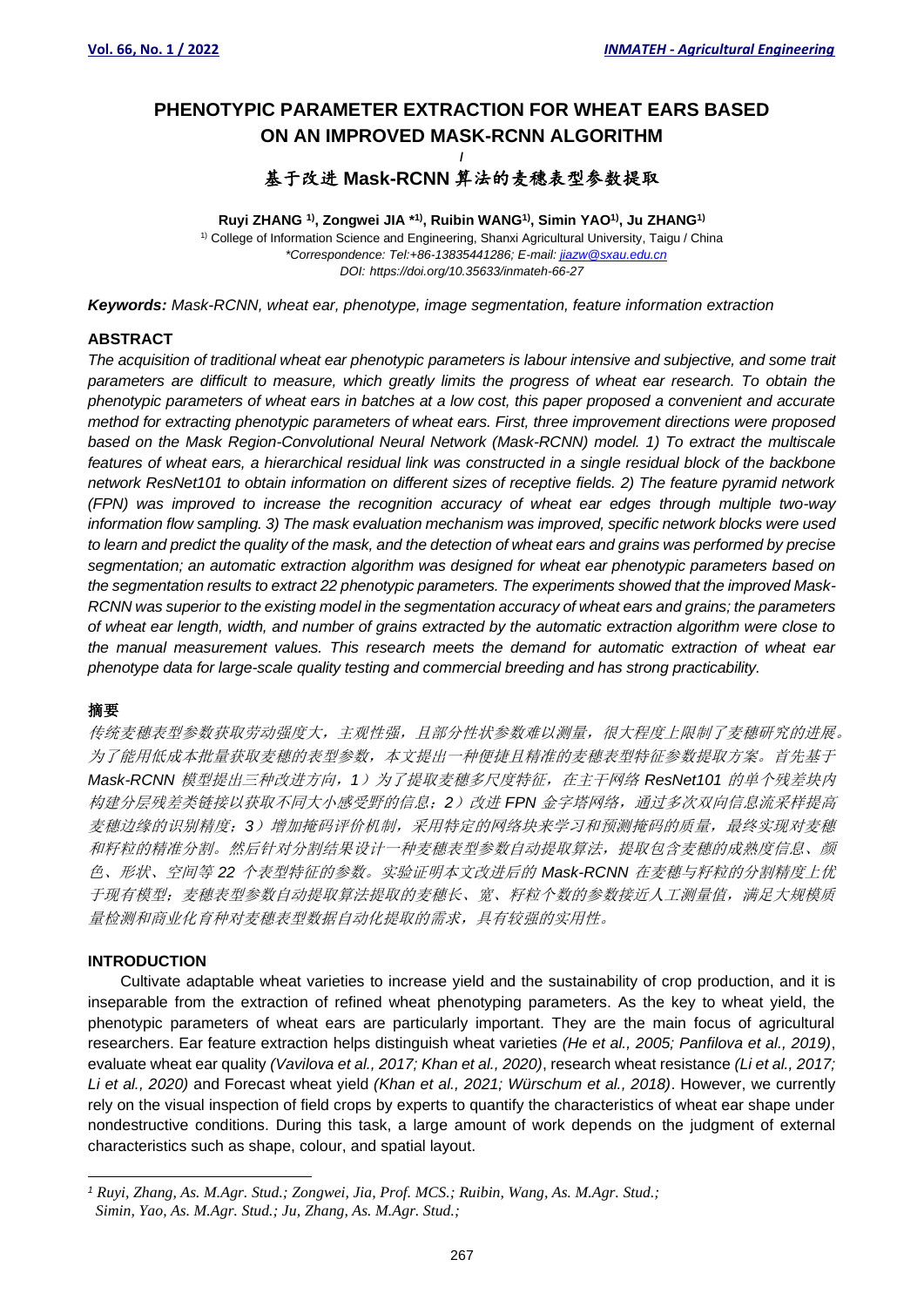# PHENOTYPIC PARAMETER EXTRACTION FOR WHEAT EARS BASED ON AN IMPROVED MASK-RCNN ALGORITHM

/

# 基于改进 Mask-RCNN 算法的麦穗表型参数提取

**Ruyi ZHANG [1], Zongwei JIA *[1], Ruibin WANG[1], Simin YAO[1], Ju ZHANG[1]**

[1] College of Information Science and Engineering, Shanxi Agricultural University, Taigu / China

*Correspondence: Tel:+86-13835441286; E-mail: jiazw@sxau.edu.cn*

*DOI: https://doi.org/10.35633/inmateh-66-27*

***Keywords:*** *Mask-RCNN, wheat ear, phenotype, image segmentation, feature information extraction*

## ABSTRACT

*The acquisition of traditional wheat ear phenotypic parameters is labour intensive and subjective, and some trait parameters are difficult to measure, which greatly limits the progress of wheat ear research. To obtain the phenotypic parameters of wheat ears in batches at a low cost, this paper proposed a convenient and accurate method for extracting phenotypic parameters of wheat ears. First, three improvement directions were proposed based on the Mask Region-Convolutional Neural Network (Mask-RCNN) model. 1) To extract the multiscale features of wheat ears, a hierarchical residual link was constructed in a single residual block of the backbone network ResNet101 to obtain information on different sizes of receptive fields. 2) The feature pyramid network (FPN) was improved to increase the recognition accuracy of wheat ear edges through multiple two-way information flow sampling. 3) The mask evaluation mechanism was improved, specific network blocks were used to learn and predict the quality of the mask, and the detection of wheat ears and grains was performed by precise segmentation; an automatic extraction algorithm was designed for wheat ear phenotypic parameters based on the segmentation results to extract 22 phenotypic parameters. The experiments showed that the improved Mask-RCNN was superior to the existing model in the segmentation accuracy of wheat ears and grains; the parameters of wheat ear length, width, and number of grains extracted by the automatic extraction algorithm were close to the manual measurement values. This research meets the demand for automatic extraction of wheat ear phenotype data for large-scale quality testing and commercial breeding and has strong practicability.*

## 摘要

*传统麦穗表型参数获取劳动强度大，主观性强，且部分性状参数难以测量，很大程度上限制了麦穗研究的进展。为了能用低成本批量获取麦穗的表型参数，本文提出一种便捷且精准的麦穗表型特征参数提取方案。首先基于 Mask-RCNN 模型提出三种改进方向，1）为了提取麦穗多尺度特征，在主干网络 ResNet101 的单个残差块内构建分层残差类链接以获取不同大小感受野的信息；2）改进 FPN 金字塔网络，通过多次双向信息流采样提高麦穗边缘的识别精度；3）增加掩码评价机制，采用特定的网络块来学习和预测掩码的质量，最终实现对麦穗和籽粒的精准分割。然后针对分割结果设计一种麦穗表型参数自动提取算法，提取包含麦穗的成熟度信息、颜色、形状、空间等 22 个表型特征的参数。实验证明本文改进后的 Mask-RCNN 在麦穗与籽粒的分割精度上优于现有模型；麦穗表型参数自动提取算法提取的麦穗长、宽、籽粒个数的参数接近人工测量值，满足大规模质量检测和商业化育种对麦穗表型数据自动化提取的需求，具有较强的实用性。*

## INTRODUCTION

Cultivate adaptable wheat varieties to increase yield and the sustainability of crop production, and it is inseparable from the extraction of refined wheat phenotyping parameters. As the key to wheat yield, the phenotypic parameters of wheat ears are particularly important. They are the main focus of agricultural researchers. Ear feature extraction helps distinguish wheat varieties *(He et al., 2005; Panfilova et al., 2019)*, evaluate wheat ear quality *(Vavilova et al., 2017; Khan et al., 2020)*, research wheat resistance *(Li et al., 2017; Li et al., 2020)* and Forecast wheat yield *(Khan et al., 2021; Würschum et al., 2018)*. However, we currently rely on the visual inspection of field crops by experts to quantify the characteristics of wheat ear shape under nondestructive conditions. During this task, a large amount of work depends on the judgment of external characteristics such as shape, colour, and spatial layout.

---

*[1] Ruyi, Zhang, As. M.Agr. Stud.; Zongwei, Jia, Prof. MCS.; Ruibin, Wang, As. M.Agr. Stud.; Simin, Yao, As. M.Agr. Stud.; Ju, Zhang, As. M.Agr. Stud.;*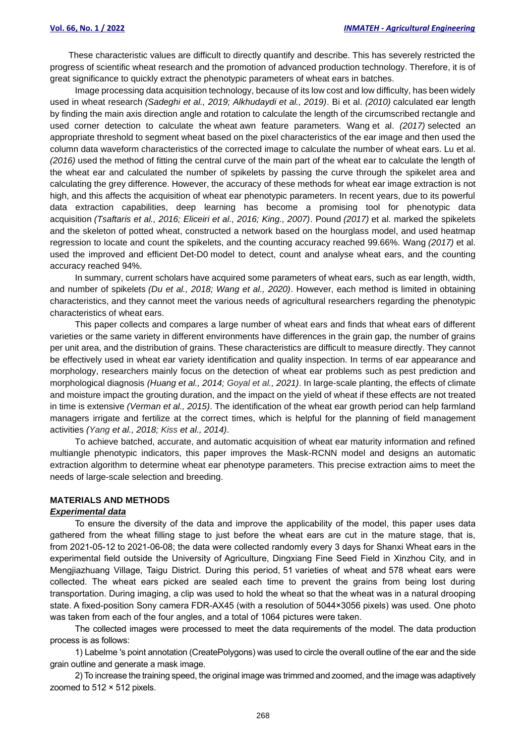These characteristic values are difficult to directly quantify and describe. This has severely restricted the progress of scientific wheat research and the promotion of advanced production technology. Therefore, it is of great significance to quickly extract the phenotypic parameters of wheat ears in batches.

Image processing data acquisition technology, because of its low cost and low difficulty, has been widely used in wheat research *(Sadeghi et al., 2019; Alkhudaydi et al., 2019)*. Bi et al. *(2010)* calculated ear length by finding the main axis direction angle and rotation to calculate the length of the circumscribed rectangle and used corner detection to calculate the wheat awn feature parameters. Wang et al. *(2017)* selected an appropriate threshold to segment wheat based on the pixel characteristics of the ear image and then used the column data waveform characteristics of the corrected image to calculate the number of wheat ears. Lu et al. *(2016)* used the method of fitting the central curve of the main part of the wheat ear to calculate the length of the wheat ear and calculated the number of spikelets by passing the curve through the spikelet area and calculating the grey difference. However, the accuracy of these methods for wheat ear image extraction is not high, and this affects the acquisition of wheat ear phenotypic parameters. In recent years, due to its powerful data extraction capabilities, deep learning has become a promising tool for phenotypic data acquisition *(Tsaftaris et al., 2016; Eliceiri et al., 2016; King., 2007)*. Pound *(2017)* et al. marked the spikelets and the skeleton of potted wheat, constructed a network based on the hourglass model, and used heatmap regression to locate and count the spikelets, and the counting accuracy reached 99.66%. Wang *(2017)* et al. used the improved and efficient Det-D0 model to detect, count and analyse wheat ears, and the counting accuracy reached 94%.

In summary, current scholars have acquired some parameters of wheat ears, such as ear length, width, and number of spikelets *(Du et al., 2018; Wang et al., 2020)*. However, each method is limited in obtaining characteristics, and they cannot meet the various needs of agricultural researchers regarding the phenotypic characteristics of wheat ears.

This paper collects and compares a large number of wheat ears and finds that wheat ears of different varieties or the same variety in different environments have differences in the grain gap, the number of grains per unit area, and the distribution of grains. These characteristics are difficult to measure directly. They cannot be effectively used in wheat ear variety identification and quality inspection. In terms of ear appearance and morphology, researchers mainly focus on the detection of wheat ear problems such as pest prediction and morphological diagnosis *(Huang et al., 2014; Goyal et al., 2021)*. In large-scale planting, the effects of climate and moisture impact the grouting duration, and the impact on the yield of wheat if these effects are not treated in time is extensive *(Verman et al., 2015)*. The identification of the wheat ear growth period can help farmland managers irrigate and fertilize at the correct times, which is helpful for the planning of field management activities *(Yang et al., 2018; Kiss et al., 2014)*.

To achieve batched, accurate, and automatic acquisition of wheat ear maturity information and refined multiangle phenotypic indicators, this paper improves the Mask-RCNN model and designs an automatic extraction algorithm to determine wheat ear phenotype parameters. This precise extraction aims to meet the needs of large-scale selection and breeding.

## MATERIALS AND METHODS

### *Experimental data*

To ensure the diversity of the data and improve the applicability of the model, this paper uses data gathered from the wheat filling stage to just before the wheat ears are cut in the mature stage, that is, from 2021-05-12 to 2021-06-08; the data were collected randomly every 3 days for Shanxi Wheat ears in the experimental field outside the University of Agriculture, Dingxiang Fine Seed Field in Xinzhou City, and in Mengjiazhuang Village, Taigu District. During this period, 51 varieties of wheat and 578 wheat ears were collected. The wheat ears picked are sealed each time to prevent the grains from being lost during transportation. During imaging, a clip was used to hold the wheat so that the wheat was in a natural drooping state. A fixed-position Sony camera FDR-AX45 (with a resolution of 5044×3056 pixels) was used. One photo was taken from each of the four angles, and a total of 1064 pictures were taken.

The collected images were processed to meet the data requirements of the model. The data production process is as follows:

1) Labelme 's point annotation (CreatePolygons) was used to circle the overall outline of the ear and the side grain outline and generate a mask image.

2) To increase the training speed, the original image was trimmed and zoomed, and the image was adaptively zoomed to 512 × 512 pixels.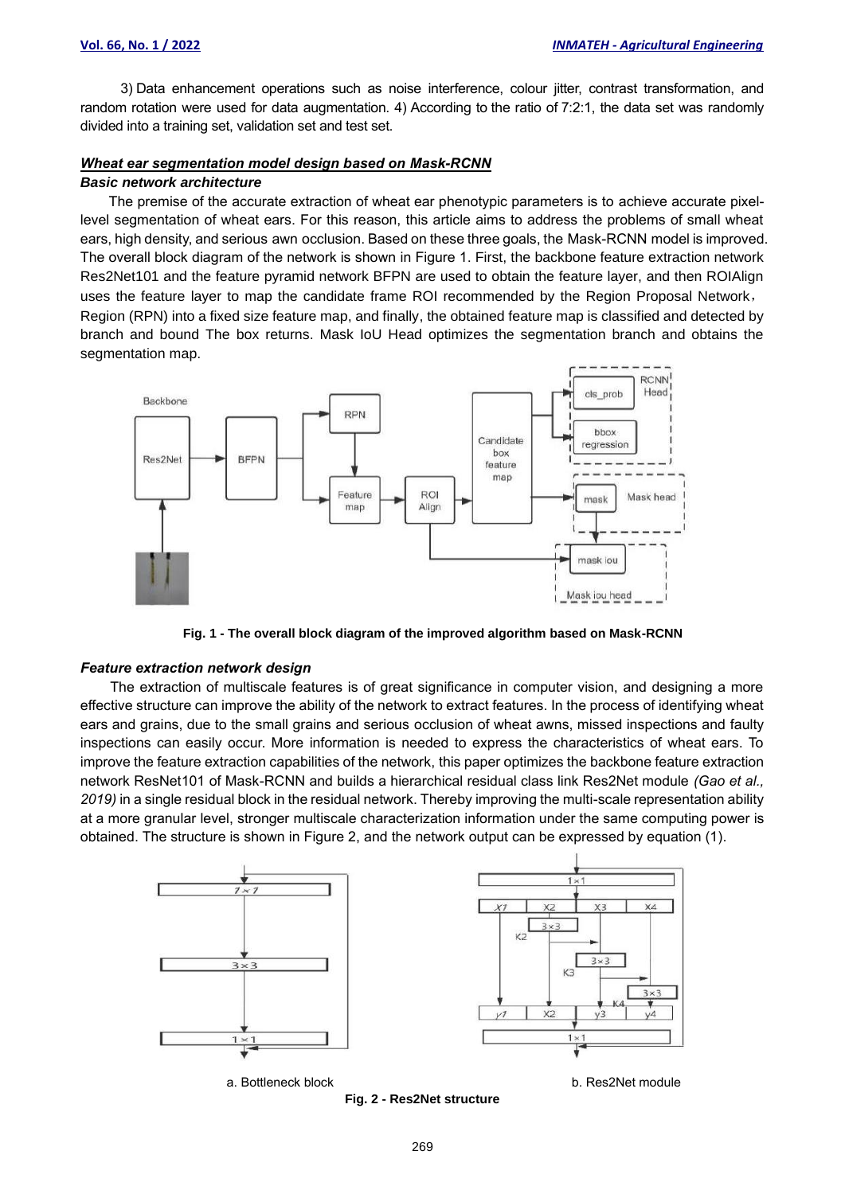3) Data enhancement operations such as noise interference, colour jitter, contrast transformation, and random rotation were used for data augmentation. 4) According to the ratio of 7:2:1, the data set was randomly divided into a training set, validation set and test set.

## *Wheat ear segmentation model design based on Mask-RCNN*

### *Basic network architecture*

The premise of the accurate extraction of wheat ear phenotypic parameters is to achieve accurate pixel-level segmentation of wheat ears. For this reason, this article aims to address the problems of small wheat ears, high density, and serious awn occlusion. Based on these three goals, the Mask-RCNN model is improved. The overall block diagram of the network is shown in Figure 1. First, the backbone feature extraction network Res2Net101 and the feature pyramid network BFPN are used to obtain the feature layer, and then ROIAlign uses the feature layer to map the candidate frame ROI recommended by the Region Proposal Network， Region (RPN) into a fixed size feature map, and finally, the obtained feature map is classified and detected by branch and bound The box returns. Mask IoU Head optimizes the segmentation branch and obtains the segmentation map.

**Fig. 1 - The overall block diagram of the improved algorithm based on Mask-RCNN**

### *Feature extraction network design*

The extraction of multiscale features is of great significance in computer vision, and designing a more effective structure can improve the ability of the network to extract features. In the process of identifying wheat ears and grains, due to the small grains and serious occlusion of wheat awns, missed inspections and faulty inspections can easily occur. More information is needed to express the characteristics of wheat ears. To improve the feature extraction capabilities of the network, this paper optimizes the backbone feature extraction network ResNet101 of Mask-RCNN and builds a hierarchical residual class link Res2Net module *(Gao et al., 2019)* in a single residual block in the residual network. Thereby improving the multi-scale representation ability at a more granular level, stronger multiscale characterization information under the same computing power is obtained. The structure is shown in Figure 2, and the network output can be expressed by equation (1).

a. Bottleneck block

b. Res2Net module

**Fig. 2 - Res2Net structure**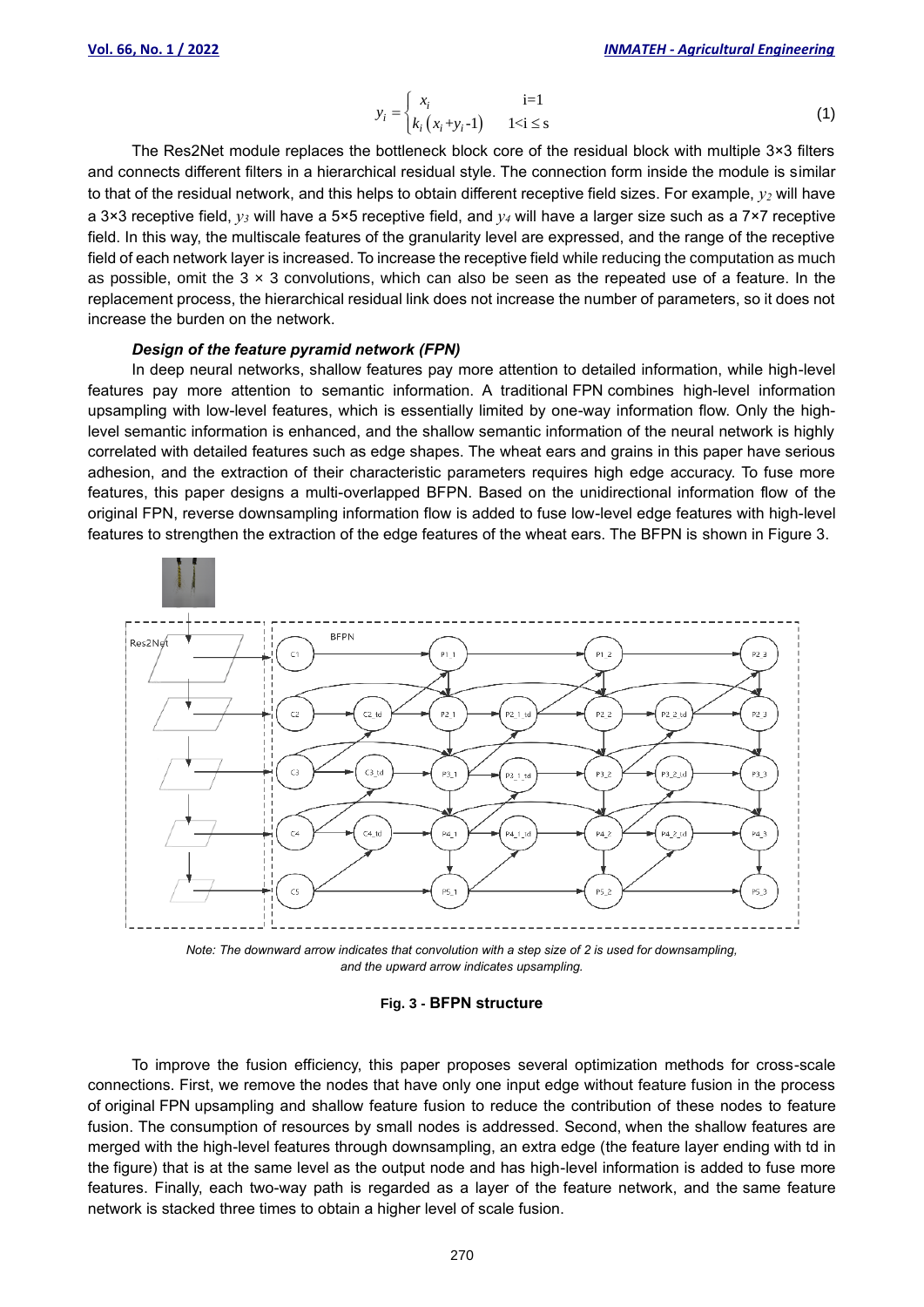$$y_i = \begin{cases} x_i & \text{i=1} \\ k_i\left(x_i + y_i \text{-}1\right) & 1\text{<i} \le \text{s} \end{cases} \tag{1}$$

The Res2Net module replaces the bottleneck block core of the residual block with multiple 3×3 filters and connects different filters in a hierarchical residual style. The connection form inside the module is similar to that of the residual network, and this helps to obtain different receptive field sizes. For example, $y_2$ will have a 3×3 receptive field, $y_3$ will have a 5×5 receptive field, and $y_4$ will have a larger size such as a 7×7 receptive field. In this way, the multiscale features of the granularity level are expressed, and the range of the receptive field of each network layer is increased. To increase the receptive field while reducing the computation as much as possible, omit the 3 × 3 convolutions, which can also be seen as the repeated use of a feature. In the replacement process, the hierarchical residual link does not increase the number of parameters, so it does not increase the burden on the network.

***Design of the feature pyramid network (FPN)***

In deep neural networks, shallow features pay more attention to detailed information, while high-level features pay more attention to semantic information. A traditional FPN combines high-level information upsampling with low-level features, which is essentially limited by one-way information flow. Only the high-level semantic information is enhanced, and the shallow semantic information of the neural network is highly correlated with detailed features such as edge shapes. The wheat ears and grains in this paper have serious adhesion, and the extraction of their characteristic parameters requires high edge accuracy. To fuse more features, this paper designs a multi-overlapped BFPN. Based on the unidirectional information flow of the original FPN, reverse downsampling information flow is added to fuse low-level edge features with high-level features to strengthen the extraction of the edge features of the wheat ears. The BFPN is shown in Figure 3.

*Note: The downward arrow indicates that convolution with a step size of 2 is used for downsampling, and the upward arrow indicates upsampling.*

**Fig. 3 - BFPN structure**

To improve the fusion efficiency, this paper proposes several optimization methods for cross-scale connections. First, we remove the nodes that have only one input edge without feature fusion in the process of original FPN upsampling and shallow feature fusion to reduce the contribution of these nodes to feature fusion. The consumption of resources by small nodes is addressed. Second, when the shallow features are merged with the high-level features through downsampling, an extra edge (the feature layer ending with td in the figure) that is at the same level as the output node and has high-level information is added to fuse more features. Finally, each two-way path is regarded as a layer of the feature network, and the same feature network is stacked three times to obtain a higher level of scale fusion.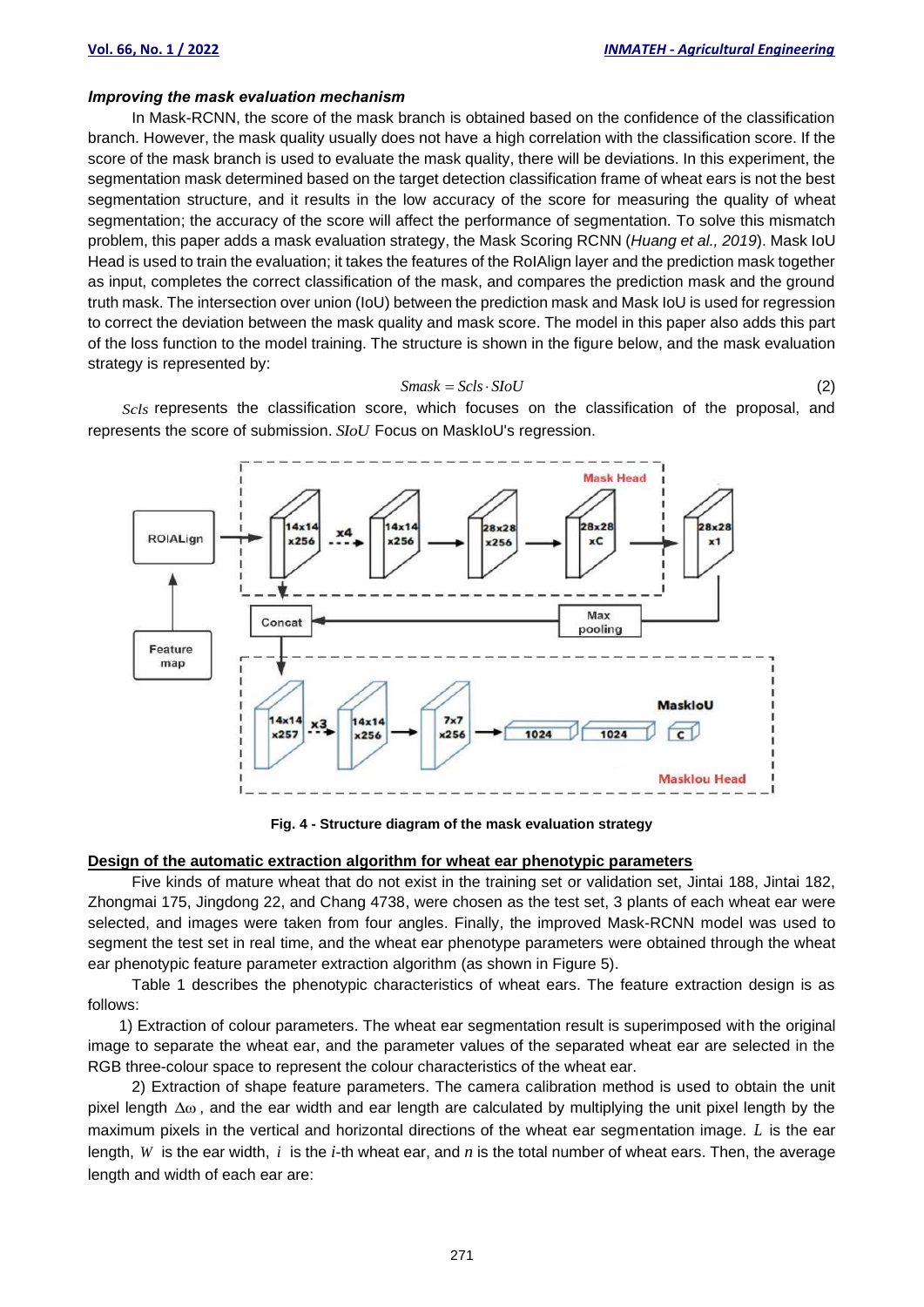### *Improving the mask evaluation mechanism*

In Mask-RCNN, the score of the mask branch is obtained based on the confidence of the classification branch. However, the mask quality usually does not have a high correlation with the classification score. If the score of the mask branch is used to evaluate the mask quality, there will be deviations. In this experiment, the segmentation mask determined based on the target detection classification frame of wheat ears is not the best segmentation structure, and it results in the low accuracy of the score for measuring the quality of wheat segmentation; the accuracy of the score will affect the performance of segmentation. To solve this mismatch problem, this paper adds a mask evaluation strategy, the Mask Scoring RCNN (*Huang et al., 2019*). Mask IoU Head is used to train the evaluation; it takes the features of the RoIAlign layer and the prediction mask together as input, completes the correct classification of the mask, and compares the prediction mask and the ground truth mask. The intersection over union (IoU) between the prediction mask and Mask IoU is used for regression to correct the deviation between the mask quality and mask score. The model in this paper also adds this part of the loss function to the model training. The structure is shown in the figure below, and the mask evaluation strategy is represented by:

$$Smask = Scls \cdot SIoU \tag{2}$$

$Scls$ represents the classification score, which focuses on the classification of the proposal, and represents the score of submission. $SIoU$ Focus on MaskIoU's regression.

**Fig. 4 - Structure diagram of the mask evaluation strategy**

## Design of the automatic extraction algorithm for wheat ear phenotypic parameters

Five kinds of mature wheat that do not exist in the training set or validation set, Jintai 188, Jintai 182, Zhongmai 175, Jingdong 22, and Chang 4738, were chosen as the test set, 3 plants of each wheat ear were selected, and images were taken from four angles. Finally, the improved Mask-RCNN model was used to segment the test set in real time, and the wheat ear phenotype parameters were obtained through the wheat ear phenotypic feature parameter extraction algorithm (as shown in Figure 5).

Table 1 describes the phenotypic characteristics of wheat ears. The feature extraction design is as follows:

1) Extraction of colour parameters. The wheat ear segmentation result is superimposed with the original image to separate the wheat ear, and the parameter values of the separated wheat ear are selected in the RGB three-colour space to represent the colour characteristics of the wheat ear.

2) Extraction of shape feature parameters. The camera calibration method is used to obtain the unit pixel length $\Delta\omega$, and the ear width and ear length are calculated by multiplying the unit pixel length by the maximum pixels in the vertical and horizontal directions of the wheat ear segmentation image. $L$ is the ear length, $W$ is the ear width, $i$ is the $i$-th wheat ear, and $n$ is the total number of wheat ears. Then, the average length and width of each ear are: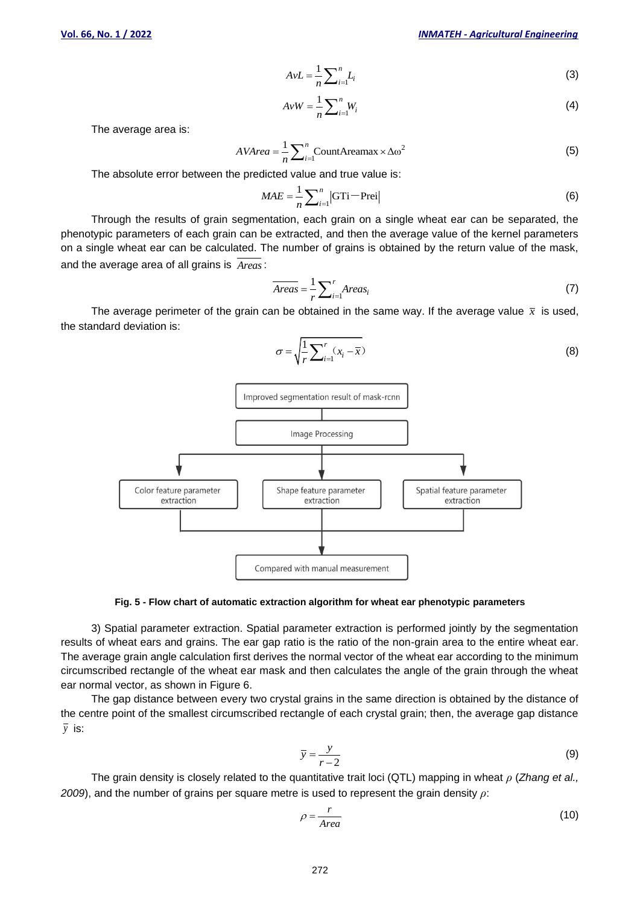$$AvL = \frac{1}{n}\sum_{i=1}^{n} L_i \tag{3}$$

$$AvW = \frac{1}{n}\sum_{i=1}^{n} W_i \tag{4}$$

The average area is:

$$AVArea = \frac{1}{n}\sum_{i=1}^{n} \text{CountAreamax} \times \Delta\omega^2 \tag{5}$$

The absolute error between the predicted value and true value is:

$$MAE = \frac{1}{n}\sum_{i=1}^{n} |\text{GTi} - \text{Prei}| \tag{6}$$

Through the results of grain segmentation, each grain on a single wheat ear can be separated, the phenotypic parameters of each grain can be extracted, and then the average value of the kernel parameters on a single wheat ear can be calculated. The number of grains is obtained by the return value of the mask, and the average area of all grains is $\overline{Areas}$:

$$\overline{Areas} = \frac{1}{r}\sum_{i=1}^{r} Areas_i \tag{7}$$

The average perimeter of the grain can be obtained in the same way. If the average value $\bar{x}$ is used, the standard deviation is:

$$\sigma = \sqrt{\frac{1}{r}\sum_{i=1}^{r} (x_i - \bar{x})} \tag{8}$$

Improved segmentation result of mask-rcnn → Image Processing → Color feature parameter extraction / Shape feature parameter extraction / Spatial feature parameter extraction → Compared with manual measurement

**Fig. 5 - Flow chart of automatic extraction algorithm for wheat ear phenotypic parameters**

3) Spatial parameter extraction. Spatial parameter extraction is performed jointly by the segmentation results of wheat ears and grains. The ear gap ratio is the ratio of the non-grain area to the entire wheat ear. The average grain angle calculation first derives the normal vector of the wheat ear according to the minimum circumscribed rectangle of the wheat ear mask and then calculates the angle of the grain through the wheat ear normal vector, as shown in Figure 6.

The gap distance between every two crystal grains in the same direction is obtained by the distance of the centre point of the smallest circumscribed rectangle of each crystal grain; then, the average gap distance $\bar{y}$ is:

$$\bar{y} = \frac{y}{r-2} \tag{9}$$

The grain density is closely related to the quantitative trait loci (QTL) mapping in wheat $\rho$ (*Zhang et al., 2009*), and the number of grains per square metre is used to represent the grain density $\rho$:

$$\rho = \frac{r}{Area} \tag{10}$$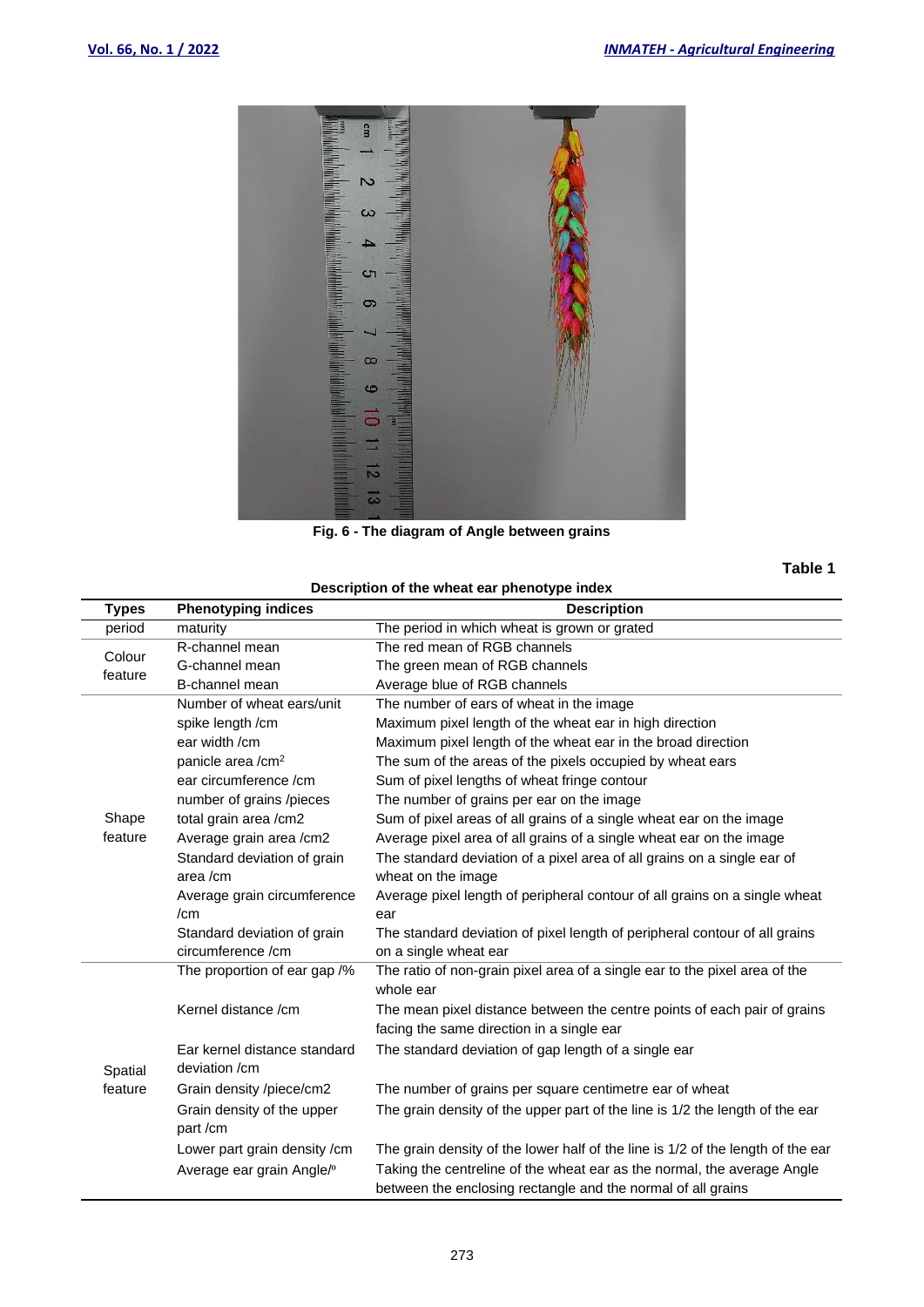Fig. 6 - The diagram of Angle between grains

**Table 1**

**Description of the wheat ear phenotype index**

| Types | Phenotyping indices | Description |
|---|---|---|
| period | maturity | The period in which wheat is grown or grated |
| Colour feature | R-channel mean | The red mean of RGB channels |
| | G-channel mean | The green mean of RGB channels |
| | B-channel mean | Average blue of RGB channels |
| Shape feature | Number of wheat ears/unit | The number of ears of wheat in the image |
| | spike length /cm | Maximum pixel length of the wheat ear in high direction |
| | ear width /cm | Maximum pixel length of the wheat ear in the broad direction |
| | panicle area /cm$^2$ | The sum of the areas of the pixels occupied by wheat ears |
| | ear circumference /cm | Sum of pixel lengths of wheat fringe contour |
| | number of grains /pieces | The number of grains per ear on the image |
| | total grain area /cm2 | Sum of pixel areas of all grains of a single wheat ear on the image |
| | Average grain area /cm2 | Average pixel area of all grains of a single wheat ear on the image |
| | Standard deviation of grain area /cm | The standard deviation of a pixel area of all grains on a single ear of wheat on the image |
| | Average grain circumference /cm | Average pixel length of peripheral contour of all grains on a single wheat ear |
| | Standard deviation of grain circumference /cm | The standard deviation of pixel length of peripheral contour of all grains on a single wheat ear |
| Spatial feature | The proportion of ear gap /% | The ratio of non-grain pixel area of a single ear to the pixel area of the whole ear |
| | Kernel distance /cm | The mean pixel distance between the centre points of each pair of grains facing the same direction in a single ear |
| | Ear kernel distance standard deviation /cm | The standard deviation of gap length of a single ear |
| | Grain density /piece/cm2 | The number of grains per square centimetre ear of wheat |
| | Grain density of the upper part /cm | The grain density of the upper part of the line is 1/2 the length of the ear |
| | Lower part grain density /cm | The grain density of the lower half of the line is 1/2 the length of the ear |
| | Average ear grain Angle/º | Taking the centreline of the wheat ear as the normal, the average Angle between the enclosing rectangle and the normal of all grains |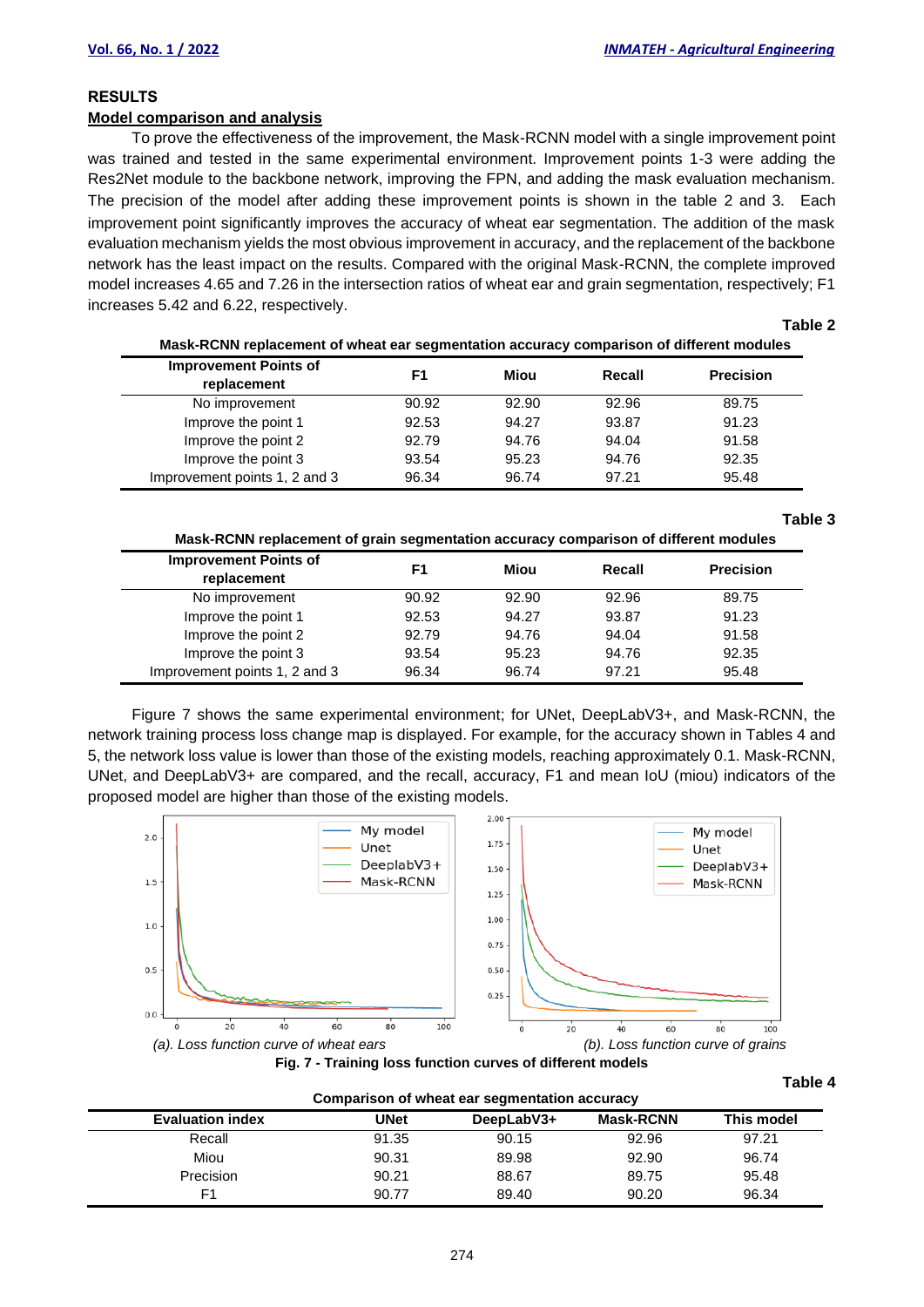## RESULTS

### Model comparison and analysis

To prove the effectiveness of the improvement, the Mask-RCNN model with a single improvement point was trained and tested in the same experimental environment. Improvement points 1-3 were adding the Res2Net module to the backbone network, improving the FPN, and adding the mask evaluation mechanism. The precision of the model after adding these improvement points is shown in the table 2 and 3. Each improvement point significantly improves the accuracy of wheat ear segmentation. The addition of the mask evaluation mechanism yields the most obvious improvement in accuracy, and the replacement of the backbone network has the least impact on the results. Compared with the original Mask-RCNN, the complete improved model increases 4.65 and 7.26 in the intersection ratios of wheat ear and grain segmentation, respectively; F1 increases 5.42 and 6.22, respectively.

**Table 2**

**Mask-RCNN replacement of wheat ear segmentation accuracy comparison of different modules**

| Improvement Points of replacement | F1 | Miou | Recall | Precision |
|---|---|---|---|---|
| No improvement | 90.92 | 92.90 | 92.96 | 89.75 |
| Improve the point 1 | 92.53 | 94.27 | 93.87 | 91.23 |
| Improve the point 2 | 92.79 | 94.76 | 94.04 | 91.58 |
| Improve the point 3 | 93.54 | 95.23 | 94.76 | 92.35 |
| Improvement points 1, 2 and 3 | 96.34 | 96.74 | 97.21 | 95.48 |

**Table 3**

**Mask-RCNN replacement of grain segmentation accuracy comparison of different modules**

| Improvement Points of replacement | F1 | Miou | Recall | Precision |
|---|---|---|---|---|
| No improvement | 90.92 | 92.90 | 92.96 | 89.75 |
| Improve the point 1 | 92.53 | 94.27 | 93.87 | 91.23 |
| Improve the point 2 | 92.79 | 94.76 | 94.04 | 91.58 |
| Improve the point 3 | 93.54 | 95.23 | 94.76 | 92.35 |
| Improvement points 1, 2 and 3 | 96.34 | 96.74 | 97.21 | 95.48 |

Figure 7 shows the same experimental environment; for UNet, DeepLabV3+, and Mask-RCNN, the network training process loss change map is displayed. For example, for the accuracy shown in Tables 4 and 5, the network loss value is lower than those of the existing models, reaching approximately 0.1. Mask-RCNN, UNet, and DeepLabV3+ are compared, and the recall, accuracy, F1 and mean IoU (miou) indicators of the proposed model are higher than those of the existing models.

*(a). Loss function curve of wheat ears* *(b). Loss function curve of grains*

**Fig. 7 - Training loss function curves of different models**

**Table 4**

**Comparison of wheat ear segmentation accuracy**

| Evaluation index | UNet | DeepLabV3+ | Mask-RCNN | This model |
|---|---|---|---|---|
| Recall | 91.35 | 90.15 | 92.96 | 97.21 |
| Miou | 90.31 | 89.98 | 92.90 | 96.74 |
| Precision | 90.21 | 88.67 | 89.75 | 95.48 |
| F1 | 90.77 | 89.40 | 90.20 | 96.34 |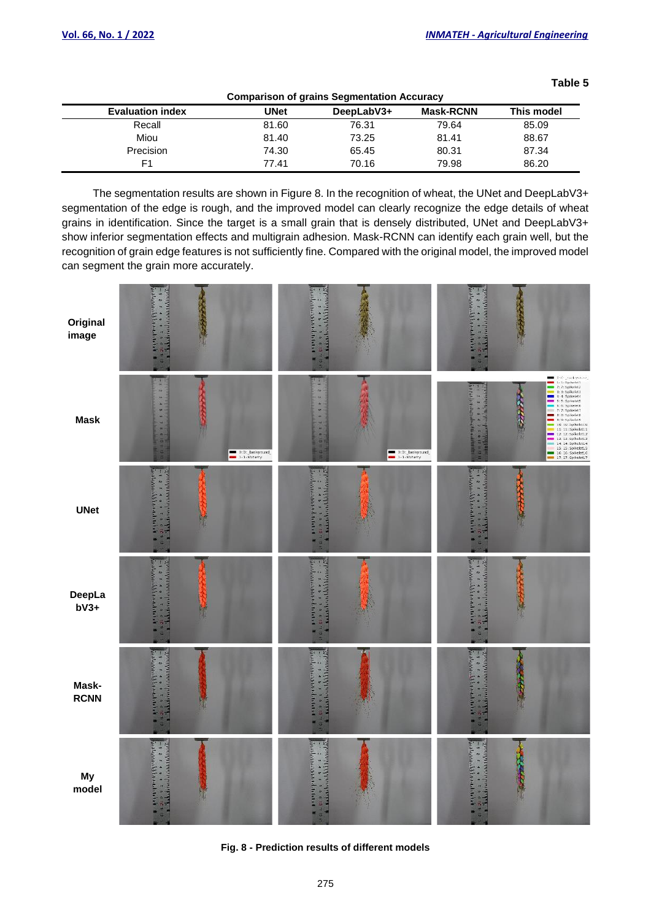**Table 5**

**Comparison of grains Segmentation Accuracy**

| Evaluation index | UNet | DeepLabV3+ | Mask-RCNN | This model |
|---|---|---|---|---|
| Recall | 81.60 | 76.31 | 79.64 | 85.09 |
| Miou | 81.40 | 73.25 | 81.41 | 88.67 |
| Precision | 74.30 | 65.45 | 80.31 | 87.34 |
| F1 | 77.41 | 70.16 | 79.98 | 86.20 |

The segmentation results are shown in Figure 8. In the recognition of wheat, the UNet and DeepLabV3+ segmentation of the edge is rough, and the improved model can clearly recognize the edge details of wheat grains in identification. Since the target is a small grain that is densely distributed, UNet and DeepLabV3+ show inferior segmentation effects and multigrain adhesion. Mask-RCNN can identify each grain well, but the recognition of grain edge features is not sufficiently fine. Compared with the original model, the improved model can segment the grain more accurately.

**Fig. 8 - Prediction results of different models**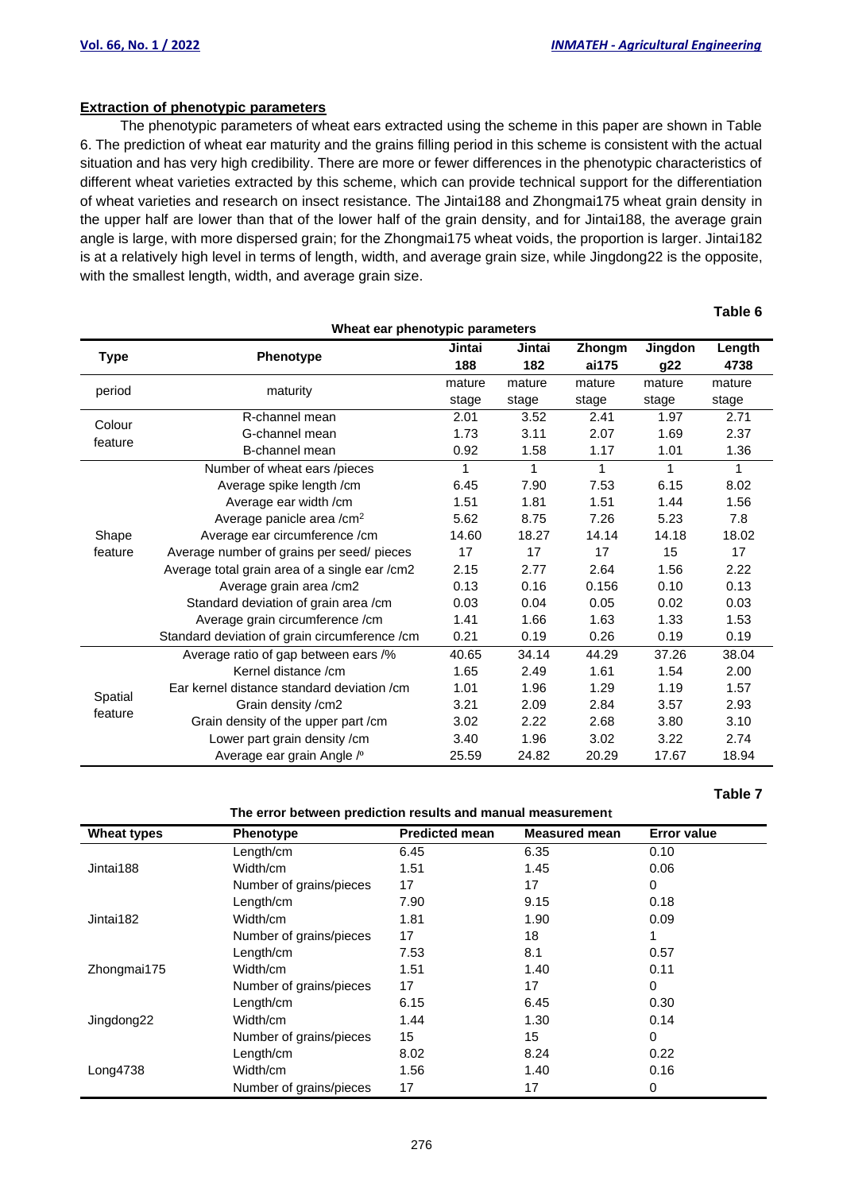### Extraction of phenotypic parameters

The phenotypic parameters of wheat ears extracted using the scheme in this paper are shown in Table 6. The prediction of wheat ear maturity and the grains filling period in this scheme is consistent with the actual situation and has very high credibility. There are more or fewer differences in the phenotypic characteristics of different wheat varieties extracted by this scheme, which can provide technical support for the differentiation of wheat varieties and research on insect resistance. The Jintai188 and Zhongmai175 wheat grain density in the upper half are lower than that of the lower half of the grain density, and for Jintai188, the average grain angle is large, with more dispersed grain; for the Zhongmai175 wheat voids, the proportion is larger. Jintai182 is at a relatively high level in terms of length, width, and average grain size, while Jingdong22 is the opposite, with the smallest length, width, and average grain size.

**Table 6**

**Wheat ear phenotypic parameters**

| Type | Phenotype | Jintai 188 | Jintai 182 | Zhongmai175 | Jingdong22 | Length 4738 |
|---|---|---|---|---|---|---|
| period | maturity | mature stage | mature stage | mature stage | mature stage | mature stage |
| Colour feature | R-channel mean | 2.01 | 3.52 | 2.41 | 1.97 | 2.71 |
| | G-channel mean | 1.73 | 3.11 | 2.07 | 1.69 | 2.37 |
| | B-channel mean | 0.92 | 1.58 | 1.17 | 1.01 | 1.36 |
| Shape feature | Number of wheat ears /pieces | 1 | 1 | 1 | 1 | 1 |
| | Average spike length /cm | 6.45 | 7.90 | 7.53 | 6.15 | 8.02 |
| | Average ear width /cm | 1.51 | 1.81 | 1.51 | 1.44 | 1.56 |
| | Average panicle area /cm$^2$ | 5.62 | 8.75 | 7.26 | 5.23 | 7.8 |
| | Average ear circumference /cm | 14.60 | 18.27 | 14.14 | 14.18 | 18.02 |
| | Average number of grains per seed/ pieces | 17 | 17 | 17 | 15 | 17 |
| | Average total grain area of a single ear /cm2 | 2.15 | 2.77 | 2.64 | 1.56 | 2.22 |
| | Average grain area /cm2 | 0.13 | 0.16 | 0.156 | 0.10 | 0.13 |
| | Standard deviation of grain area /cm | 0.03 | 0.04 | 0.05 | 0.02 | 0.03 |
| | Average grain circumference /cm | 1.41 | 1.66 | 1.63 | 1.33 | 1.53 |
| | Standard deviation of grain circumference /cm | 0.21 | 0.19 | 0.26 | 0.19 | 0.19 |
| Spatial feature | Average ratio of gap between ears /% | 40.65 | 34.14 | 44.29 | 37.26 | 38.04 |
| | Kernel distance /cm | 1.65 | 2.49 | 1.61 | 1.54 | 2.00 |
| | Ear kernel distance standard deviation /cm | 1.01 | 1.96 | 1.29 | 1.19 | 1.57 |
| | Grain density /cm2 | 3.21 | 2.09 | 2.84 | 3.57 | 2.93 |
| | Grain density of the upper part /cm | 3.02 | 2.22 | 2.68 | 3.80 | 3.10 |
| | Lower part grain density /cm | 3.40 | 1.96 | 3.02 | 3.22 | 2.74 |
| | Average ear grain Angle /º | 25.59 | 24.82 | 20.29 | 17.67 | 18.94 |

**Table 7**

**The error between prediction results and manual measurement**

| Wheat types | Phenotype | Predicted mean | Measured mean | Error value |
|---|---|---|---|---|
| Jintai188 | Length/cm | 6.45 | 6.35 | 0.10 |
| | Width/cm | 1.51 | 1.45 | 0.06 |
| | Number of grains/pieces | 17 | 17 | 0 |
| Jintai182 | Length/cm | 7.90 | 9.15 | 0.18 |
| | Width/cm | 1.81 | 1.90 | 0.09 |
| | Number of grains/pieces | 17 | 18 | 1 |
| Zhongmai175 | Length/cm | 7.53 | 8.1 | 0.57 |
| | Width/cm | 1.51 | 1.40 | 0.11 |
| | Number of grains/pieces | 17 | 17 | 0 |
| Jingdong22 | Length/cm | 6.15 | 6.45 | 0.30 |
| | Width/cm | 1.44 | 1.30 | 0.14 |
| | Number of grains/pieces | 15 | 15 | 0 |
| Long4738 | Length/cm | 8.02 | 8.24 | 0.22 |
| | Width/cm | 1.56 | 1.40 | 0.16 |
| | Number of grains/pieces | 17 | 17 | 0 |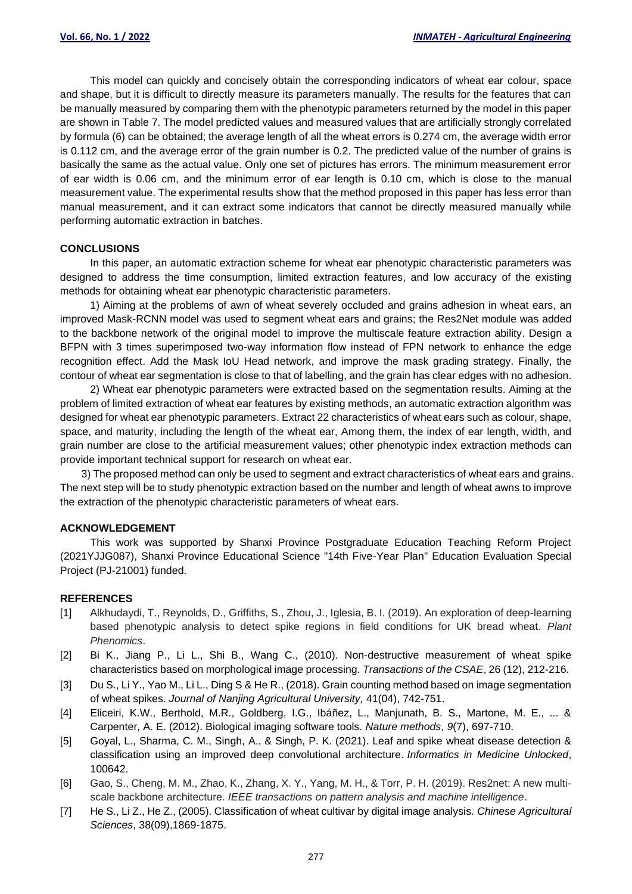This model can quickly and concisely obtain the corresponding indicators of wheat ear colour, space and shape, but it is difficult to directly measure its parameters manually. The results for the features that can be manually measured by comparing them with the phenotypic parameters returned by the model in this paper are shown in Table 7. The model predicted values and measured values that are artificially strongly correlated by formula (6) can be obtained; the average length of all the wheat errors is 0.274 cm, the average width error is 0.112 cm, and the average error of the grain number is 0.2. The predicted value of the number of grains is basically the same as the actual value. Only one set of pictures has errors. The minimum measurement error of ear width is 0.06 cm, and the minimum error of ear length is 0.10 cm, which is close to the manual measurement value. The experimental results show that the method proposed in this paper has less error than manual measurement, and it can extract some indicators that cannot be directly measured manually while performing automatic extraction in batches.

## CONCLUSIONS

In this paper, an automatic extraction scheme for wheat ear phenotypic characteristic parameters was designed to address the time consumption, limited extraction features, and low accuracy of the existing methods for obtaining wheat ear phenotypic characteristic parameters.

1) Aiming at the problems of awn of wheat severely occluded and grains adhesion in wheat ears, an improved Mask-RCNN model was used to segment wheat ears and grains; the Res2Net module was added to the backbone network of the original model to improve the multiscale feature extraction ability. Design a BFPN with 3 times superimposed two-way information flow instead of FPN network to enhance the edge recognition effect. Add the Mask IoU Head network, and improve the mask grading strategy. Finally, the contour of wheat ear segmentation is close to that of labelling, and the grain has clear edges with no adhesion.

2) Wheat ear phenotypic parameters were extracted based on the segmentation results. Aiming at the problem of limited extraction of wheat ear features by existing methods, an automatic extraction algorithm was designed for wheat ear phenotypic parameters. Extract 22 characteristics of wheat ears such as colour, shape, space, and maturity, including the length of the wheat ear, Among them, the index of ear length, width, and grain number are close to the artificial measurement values; other phenotypic index extraction methods can provide important technical support for research on wheat ear.

3) The proposed method can only be used to segment and extract characteristics of wheat ears and grains. The next step will be to study phenotypic extraction based on the number and length of wheat awns to improve the extraction of the phenotypic characteristic parameters of wheat ears.

## ACKNOWLEDGEMENT

This work was supported by Shanxi Province Postgraduate Education Teaching Reform Project (2021YJJG087), Shanxi Province Educational Science "14th Five-Year Plan" Education Evaluation Special Project (PJ-21001) funded.

## REFERENCES

[1] Alkhudaydi, T., Reynolds, D., Griffiths, S., Zhou, J., Iglesia, B. I. (2019). An exploration of deep-learning based phenotypic analysis to detect spike regions in field conditions for UK bread wheat. *Plant Phenomics*.

[2] Bi K., Jiang P., Li L., Shi B., Wang C., (2010). Non-destructive measurement of wheat spike characteristics based on morphological image processing. *Transactions of the CSAE*, 26 (12), 212-216.

[3] Du S., Li Y., Yao M., Li L., Ding S & He R., (2018). Grain counting method based on image segmentation of wheat spikes. *Journal of Nanjing Agricultural University,* 41(04), 742-751.

[4] Eliceiri, K.W., Berthold, M.R., Goldberg, I.G., Ibáñez, L., Manjunath, B. S., Martone, M. E., ... & Carpenter, A. E. (2012). Biological imaging software tools. *Nature methods*, *9*(7), 697-710.

[5] Goyal, L., Sharma, C. M., Singh, A., & Singh, P. K. (2021). Leaf and spike wheat disease detection & classification using an improved deep convolutional architecture. *Informatics in Medicine Unlocked*, 100642.

[6] Gao, S., Cheng, M. M., Zhao, K., Zhang, X. Y., Yang, M. H., & Torr, P. H. (2019). Res2net: A new multi-scale backbone architecture. *IEEE transactions on pattern analysis and machine intelligence*.

[7] He S., Li Z., He Z., (2005). Classification of wheat cultivar by digital image analysis. *Chinese Agricultural Sciences*, 38(09),1869-1875.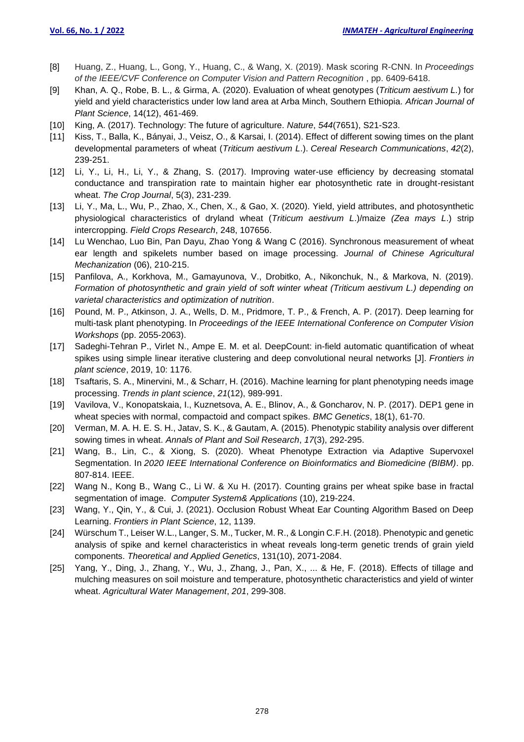[8] Huang, Z., Huang, L., Gong, Y., Huang, C., & Wang, X. (2019). Mask scoring R-CNN. In *Proceedings of the IEEE/CVF Conference on Computer Vision and Pattern Recognition* , pp. 6409-6418.

[9] Khan, A. Q., Robe, B. L., & Girma, A. (2020). Evaluation of wheat genotypes (*Triticum aestivum L.*) for yield and yield characteristics under low land area at Arba Minch, Southern Ethiopia. *African Journal of Plant Science*, 14(12), 461-469.

[10] King, A. (2017). Technology: The future of agriculture. *Nature*, *544*(7651), S21-S23.

[11] Kiss, T., Balla, K., Bányai, J., Veisz, O., & Karsai, I. (2014). Effect of different sowing times on the plant developmental parameters of wheat (*Triticum aestivum L*.). *Cereal Research Communications*, *42*(2), 239-251.

[12] Li, Y., Li, H., Li, Y., & Zhang, S. (2017). Improving water-use efficiency by decreasing stomatal conductance and transpiration rate to maintain higher ear photosynthetic rate in drought-resistant wheat. *The Crop Journal*, 5(3), 231-239.

[13] Li, Y., Ma, L., Wu, P., Zhao, X., Chen, X., & Gao, X. (2020). Yield, yield attributes, and photosynthetic physiological characteristics of dryland wheat (*Triticum aestivum L*.)/maize *(Zea mays L*.) strip intercropping. *Field Crops Research*, 248, 107656.

[14] Lu Wenchao, Luo Bin, Pan Dayu, Zhao Yong & Wang C (2016). Synchronous measurement of wheat ear length and spikelets number based on image processing. *Journal of Chinese Agricultural Mechanization* (06), 210-215.

[15] Panfilova, A., Korkhova, M., Gamayunova, V., Drobitko, A., Nikonchuk, N., & Markova, N. (2019). *Formation of photosynthetic and grain yield of soft winter wheat (Triticum aestivum L.) depending on varietal characteristics and optimization of nutrition*.

[16] Pound, M. P., Atkinson, J. A., Wells, D. M., Pridmore, T. P., & French, A. P. (2017). Deep learning for multi-task plant phenotyping. In *Proceedings of the IEEE International Conference on Computer Vision Workshops* (pp. 2055-2063).

[17] Sadeghi-Tehran P., Virlet N., Ampe E. M. et al. DeepCount: in-field automatic quantification of wheat spikes using simple linear iterative clustering and deep convolutional neural networks [J]. *Frontiers in plant science*, 2019, 10: 1176.

[18] Tsaftaris, S. A., Minervini, M., & Scharr, H. (2016). Machine learning for plant phenotyping needs image processing. *Trends in plant science*, *21*(12), 989-991.

[19] Vavilova, V., Konopatskaia, I., Kuznetsova, A. E., Blinov, A., & Goncharov, N. P. (2017). DEP1 gene in wheat species with normal, compactoid and compact spikes. *BMC Genetics*, 18(1), 61-70.

[20] Verman, M. A. H. E. S. H., Jatav, S. K., & Gautam, A. (2015). Phenotypic stability analysis over different sowing times in wheat. *Annals of Plant and Soil Research*, *17*(3), 292-295.

[21] Wang, B., Lin, C., & Xiong, S. (2020). Wheat Phenotype Extraction via Adaptive Supervoxel Segmentation. In *2020 IEEE International Conference on Bioinformatics and Biomedicine (BIBM)*. pp. 807-814. IEEE.

[22] Wang N., Kong B., Wang C., Li W. & Xu H. (2017). Counting grains per wheat spike base in fractal segmentation of image. *Computer System& Applications* (10), 219-224.

[23] Wang, Y., Qin, Y., & Cui, J. (2021). Occlusion Robust Wheat Ear Counting Algorithm Based on Deep Learning. *Frontiers in Plant Science*, 12, 1139.

[24] Würschum T., Leiser W.L., Langer, S. M., Tucker, M. R., & Longin C.F.H. (2018). Phenotypic and genetic analysis of spike and kernel characteristics in wheat reveals long-term genetic trends of grain yield components. *Theoretical and Applied Genetics*, 131(10), 2071-2084.

[25] Yang, Y., Ding, J., Zhang, Y., Wu, J., Zhang, J., Pan, X., ... & He, F. (2018). Effects of tillage and mulching measures on soil moisture and temperature, photosynthetic characteristics and yield of winter wheat. *Agricultural Water Management*, *201*, 299-308.